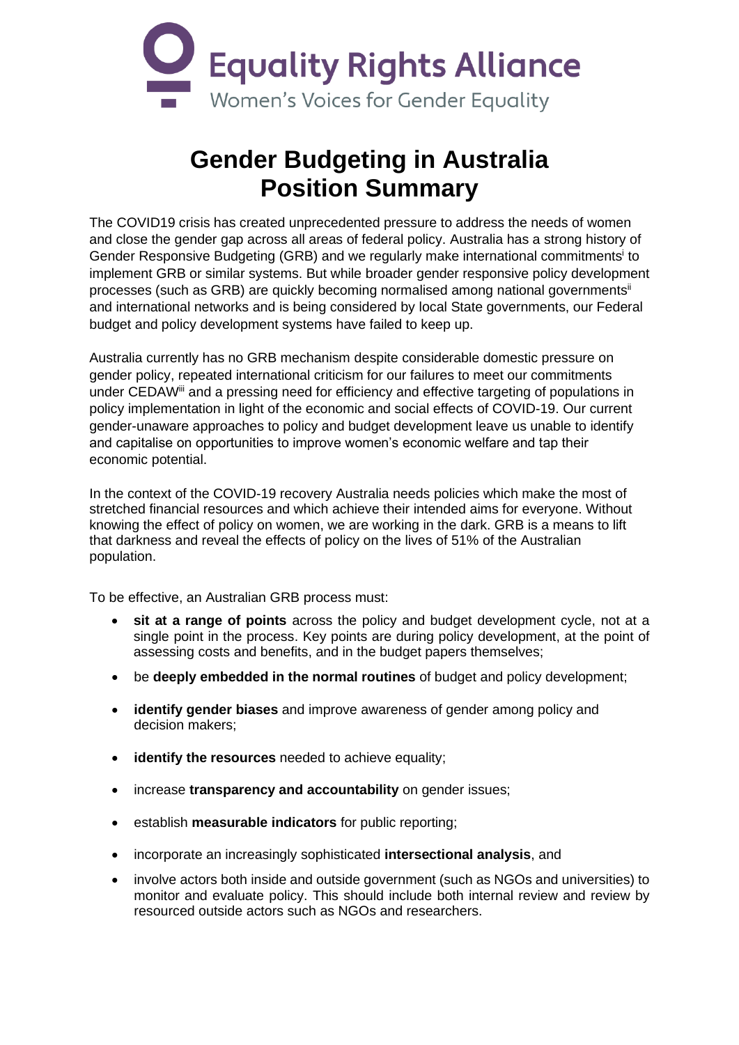Equality Rights Alliance

Women's Voices for Gender Equality

# Gender Budgeting in Australia
# Position Summary

The COVID19 crisis has created unprecedented pressure to address the needs of women and close the gender gap across all areas of federal policy. Australia has a strong history of Gender Responsive Budgeting (GRB) and we regularly make international commitments[i] to implement GRB or similar systems. But while broader gender responsive policy development processes (such as GRB) are quickly becoming normalised among national governments[ii] and international networks and is being considered by local State governments, our Federal budget and policy development systems have failed to keep up.

Australia currently has no GRB mechanism despite considerable domestic pressure on gender policy, repeated international criticism for our failures to meet our commitments under CEDAW[iii] and a pressing need for efficiency and effective targeting of populations in policy implementation in light of the economic and social effects of COVID-19. Our current gender-unaware approaches to policy and budget development leave us unable to identify and capitalise on opportunities to improve women's economic welfare and tap their economic potential.

In the context of the COVID-19 recovery Australia needs policies which make the most of stretched financial resources and which achieve their intended aims for everyone. Without knowing the effect of policy on women, we are working in the dark. GRB is a means to lift that darkness and reveal the effects of policy on the lives of 51% of the Australian population.

To be effective, an Australian GRB process must:

- **sit at a range of points** across the policy and budget development cycle, not at a single point in the process. Key points are during policy development, at the point of assessing costs and benefits, and in the budget papers themselves;
- be **deeply embedded in the normal routines** of budget and policy development;
- **identify gender biases** and improve awareness of gender among policy and decision makers;
- **identify the resources** needed to achieve equality;
- increase **transparency and accountability** on gender issues;
- establish **measurable indicators** for public reporting;
- incorporate an increasingly sophisticated **intersectional analysis**, and
- involve actors both inside and outside government (such as NGOs and universities) to monitor and evaluate policy. This should include both internal review and review by resourced outside actors such as NGOs and researchers.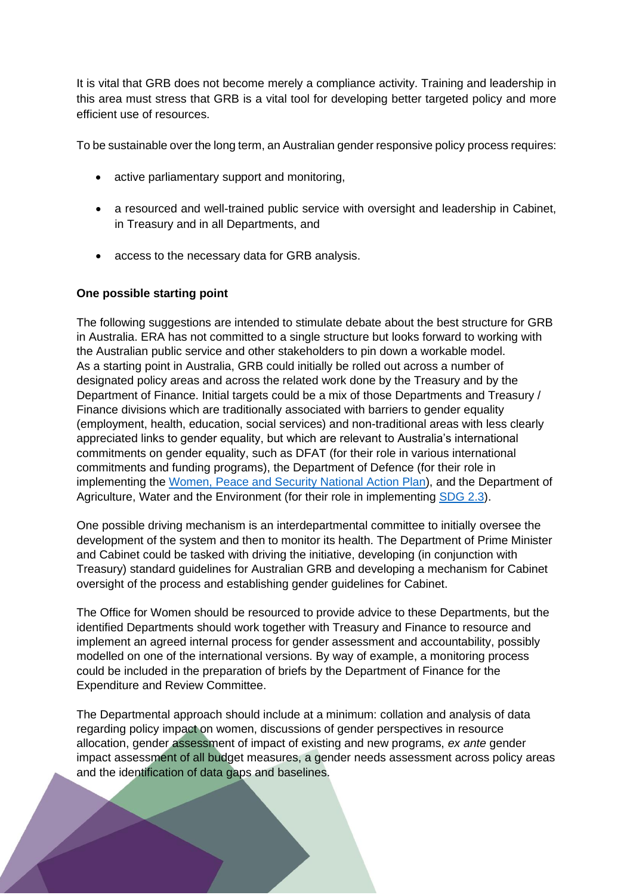It is vital that GRB does not become merely a compliance activity. Training and leadership in this area must stress that GRB is a vital tool for developing better targeted policy and more efficient use of resources.

To be sustainable over the long term, an Australian gender responsive policy process requires:

- active parliamentary support and monitoring,
- a resourced and well-trained public service with oversight and leadership in Cabinet, in Treasury and in all Departments, and
- access to the necessary data for GRB analysis.

**One possible starting point**

The following suggestions are intended to stimulate debate about the best structure for GRB in Australia. ERA has not committed to a single structure but looks forward to working with the Australian public service and other stakeholders to pin down a workable model. As a starting point in Australia, GRB could initially be rolled out across a number of designated policy areas and across the related work done by the Treasury and by the Department of Finance. Initial targets could be a mix of those Departments and Treasury / Finance divisions which are traditionally associated with barriers to gender equality (employment, health, education, social services) and non-traditional areas with less clearly appreciated links to gender equality, but which are relevant to Australia's international commitments on gender equality, such as DFAT (for their role in various international commitments and funding programs), the Department of Defence (for their role in implementing the Women, Peace and Security National Action Plan), and the Department of Agriculture, Water and the Environment (for their role in implementing SDG 2.3).

One possible driving mechanism is an interdepartmental committee to initially oversee the development of the system and then to monitor its health. The Department of Prime Minister and Cabinet could be tasked with driving the initiative, developing (in conjunction with Treasury) standard guidelines for Australian GRB and developing a mechanism for Cabinet oversight of the process and establishing gender guidelines for Cabinet.

The Office for Women should be resourced to provide advice to these Departments, but the identified Departments should work together with Treasury and Finance to resource and implement an agreed internal process for gender assessment and accountability, possibly modelled on one of the international versions. By way of example, a monitoring process could be included in the preparation of briefs by the Department of Finance for the Expenditure and Review Committee.

The Departmental approach should include at a minimum: collation and analysis of data regarding policy impact on women, discussions of gender perspectives in resource allocation, gender assessment of impact of existing and new programs, *ex ante* gender impact assessment of all budget measures, a gender needs assessment across policy areas and the identification of data gaps and baselines.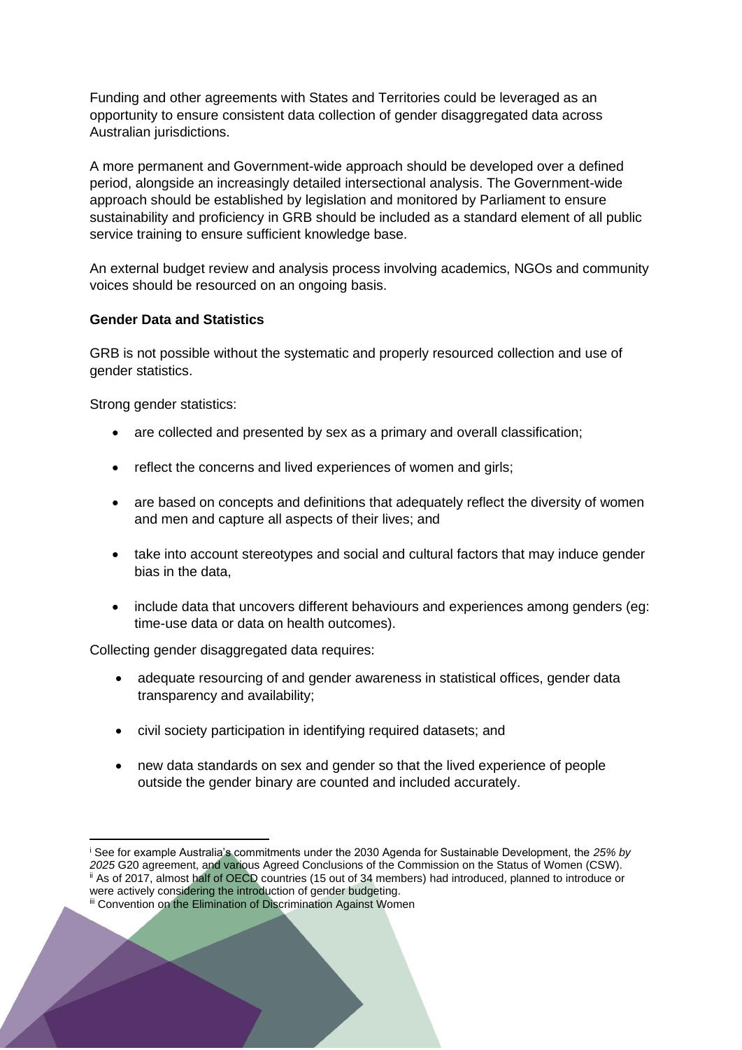Funding and other agreements with States and Territories could be leveraged as an opportunity to ensure consistent data collection of gender disaggregated data across Australian jurisdictions.

A more permanent and Government-wide approach should be developed over a defined period, alongside an increasingly detailed intersectional analysis. The Government-wide approach should be established by legislation and monitored by Parliament to ensure sustainability and proficiency in GRB should be included as a standard element of all public service training to ensure sufficient knowledge base.

An external budget review and analysis process involving academics, NGOs and community voices should be resourced on an ongoing basis.

**Gender Data and Statistics**

GRB is not possible without the systematic and properly resourced collection and use of gender statistics.

Strong gender statistics:

- are collected and presented by sex as a primary and overall classification;
- reflect the concerns and lived experiences of women and girls;
- are based on concepts and definitions that adequately reflect the diversity of women and men and capture all aspects of their lives; and
- take into account stereotypes and social and cultural factors that may induce gender bias in the data,
- include data that uncovers different behaviours and experiences among genders (eg: time-use data or data on health outcomes).

Collecting gender disaggregated data requires:

- adequate resourcing of and gender awareness in statistical offices, gender data transparency and availability;
- civil society participation in identifying required datasets; and
- new data standards on sex and gender so that the lived experience of people outside the gender binary are counted and included accurately.

---

[i] See for example Australia's commitments under the 2030 Agenda for Sustainable Development, the *25% by 2025* G20 agreement, and various Agreed Conclusions of the Commission on the Status of Women (CSW).

[ii] As of 2017, almost half of OECD countries (15 out of 34 members) had introduced, planned to introduce or were actively considering the introduction of gender budgeting.

[iii] Convention on the Elimination of Discrimination Against Women